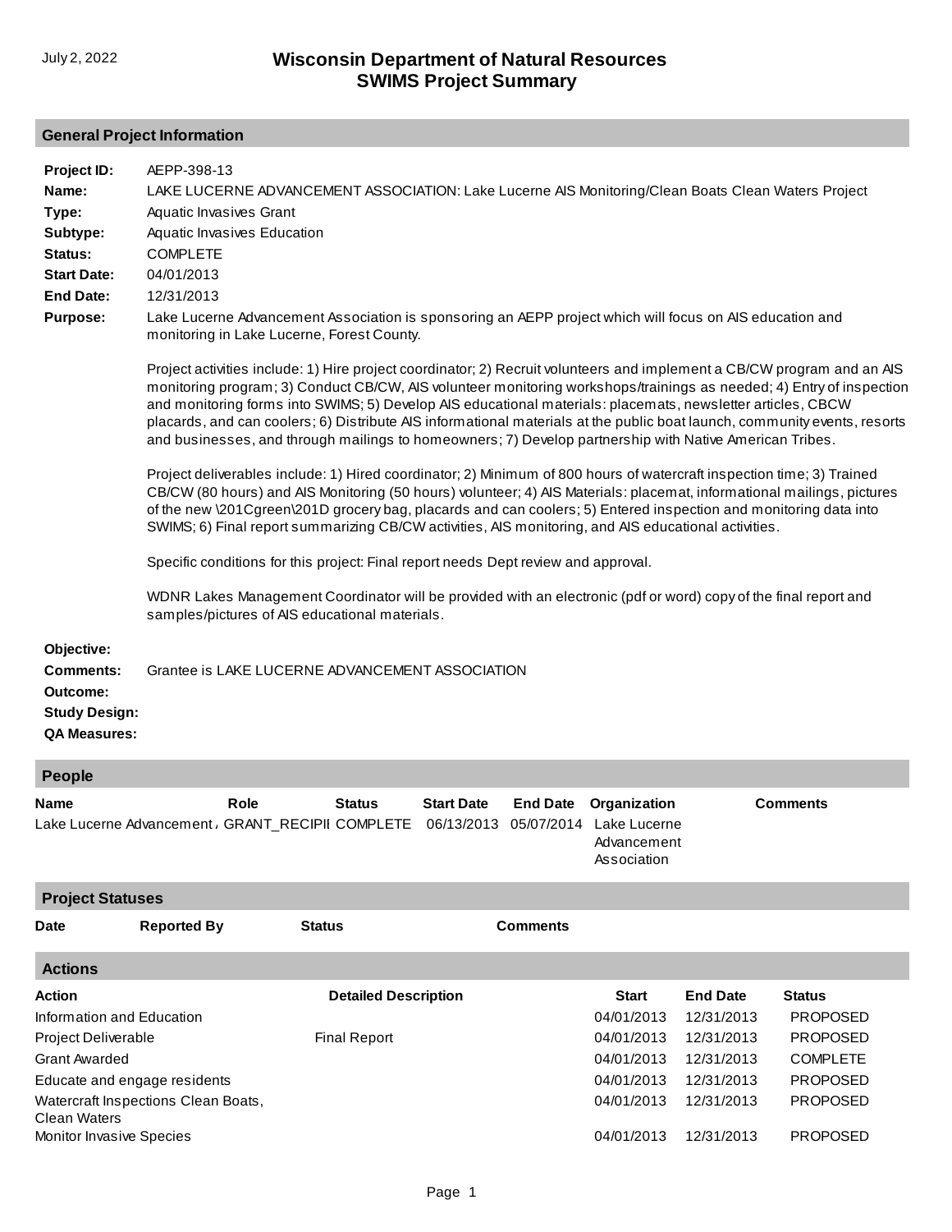# Wisconsin Department of Natural Resources
## SWIMS Project Summary

July 2, 2022

### General Project Information

**Project ID:** AEPP-398-13

**Name:** LAKE LUCERNE ADVANCEMENT ASSOCIATION: Lake Lucerne AIS Monitoring/Clean Boats Clean Waters Project

**Type:** Aquatic Invasives Grant

**Subtype:** Aquatic Invasives Education

**Status:** COMPLETE

**Start Date:** 04/01/2013

**End Date:** 12/31/2013

**Purpose:** Lake Lucerne Advancement Association is sponsoring an AEPP project which will focus on AIS education and monitoring in Lake Lucerne, Forest County.

Project activities include: 1) Hire project coordinator; 2) Recruit volunteers and implement a CB/CW program and an AIS monitoring program; 3) Conduct CB/CW, AIS volunteer monitoring workshops/trainings as needed; 4) Entry of inspection and monitoring forms into SWIMS; 5) Develop AIS educational materials: placemats, newsletter articles, CBCW placards, and can coolers; 6) Distribute AIS informational materials at the public boat launch, community events, resorts and businesses, and through mailings to homeowners; 7) Develop partnership with Native American Tribes.

Project deliverables include: 1) Hired coordinator; 2) Minimum of 800 hours of watercraft inspection time; 3) Trained CB/CW (80 hours) and AIS Monitoring (50 hours) volunteer; 4) AIS Materials: placemat, informational mailings, pictures of the new \201Cgreen\201D grocery bag, placards and can coolers; 5) Entered inspection and monitoring data into SWIMS; 6) Final report summarizing CB/CW activities, AIS monitoring, and AIS educational activities.

Specific conditions for this project: Final report needs Dept review and approval.

WDNR Lakes Management Coordinator will be provided with an electronic (pdf or word) copy of the final report and samples/pictures of AIS educational materials.

**Objective:**

**Comments:** Grantee is LAKE LUCERNE ADVANCEMENT ASSOCIATION

**Outcome:**

**Study Design:**

**QA Measures:**

### People

| Name | Role | Status | Start Date | End Date | Organization | Comments |
|---|---|---|---|---|---|---|
| Lake Lucerne Advancement / | GRANT_RECIPI | COMPLETE | 06/13/2013 | 05/07/2014 | Lake Lucerne Advancement Association | |

### Project Statuses

| Date | Reported By | Status | Comments |
|---|---|---|---|

### Actions

| Action | Detailed Description | Start | End Date | Status |
|---|---|---|---|---|
| Information and Education | | 04/01/2013 | 12/31/2013 | PROPOSED |
| Project Deliverable | Final Report | 04/01/2013 | 12/31/2013 | PROPOSED |
| Grant Awarded | | 04/01/2013 | 12/31/2013 | COMPLETE |
| Educate and engage residents | | 04/01/2013 | 12/31/2013 | PROPOSED |
| Watercraft Inspections Clean Boats, Clean Waters | | 04/01/2013 | 12/31/2013 | PROPOSED |
| Monitor Invasive Species | | 04/01/2013 | 12/31/2013 | PROPOSED |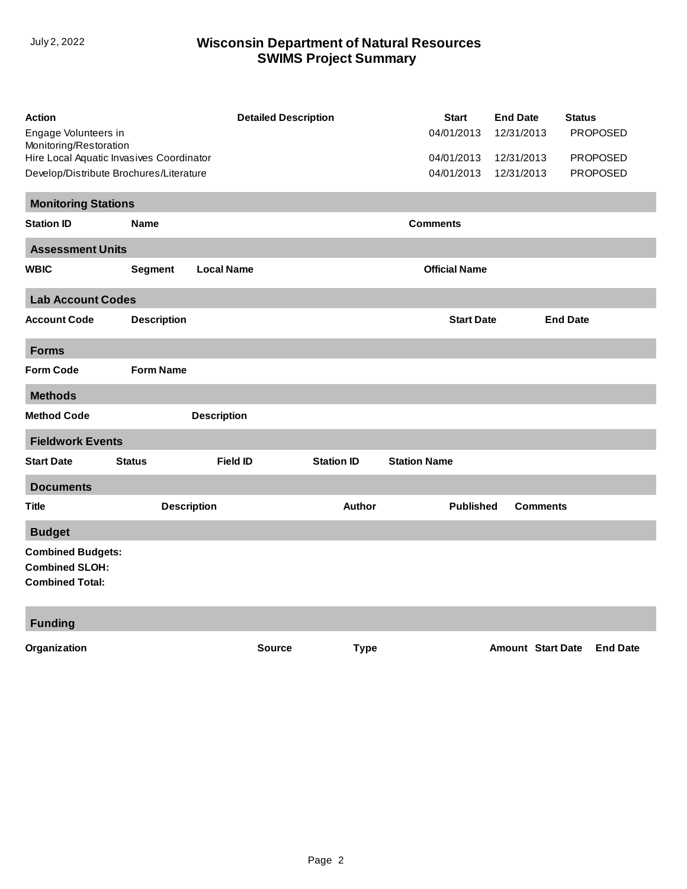| Action | Detailed Description | Start | End Date | Status |
|---|---|---|---|---|
| Engage Volunteers in Monitoring/Restoration | | 04/01/2013 | 12/31/2013 | PROPOSED |
| Hire Local Aquatic Invasives Coordinator | | 04/01/2013 | 12/31/2013 | PROPOSED |
| Develop/Distribute Brochures/Literature | | 04/01/2013 | 12/31/2013 | PROPOSED |

## Monitoring Stations

| Station ID | Name | Comments |
|---|---|---|

## Assessment Units

| WBIC | Segment | Local Name | Official Name |
|---|---|---|---|

## Lab Account Codes

| Account Code | Description | Start Date | End Date |
|---|---|---|---|

## Forms

| Form Code | Form Name |
|---|---|

## Methods

| Method Code | Description |
|---|---|

## Fieldwork Events

| Start Date | Status | Field ID | Station ID | Station Name |
|---|---|---|---|---|

## Documents

| Title | Description | Author | Published | Comments |
|---|---|---|---|---|

## Budget

**Combined Budgets:**
**Combined SLOH:**
**Combined Total:**

## Funding

| Organization | Source | Type | Amount | Start Date | End Date |
|---|---|---|---|---|---|